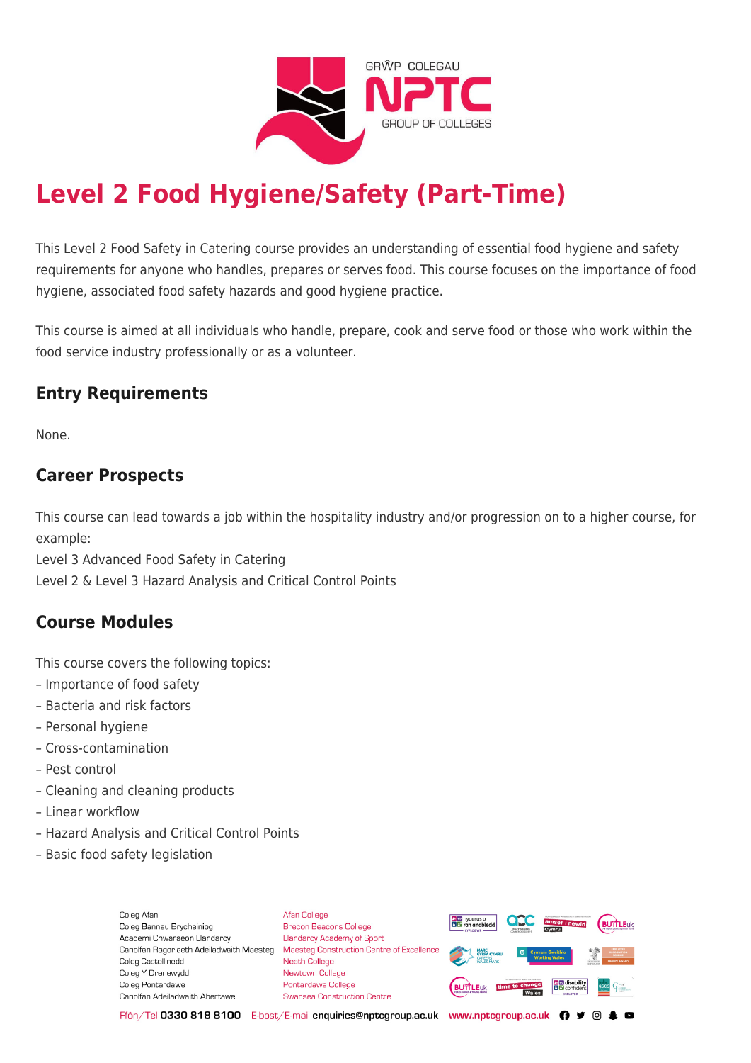# Level 2 Food Hygiene/Safety (Part-Time)

This Level 2 Food Safety in Catering course provides an understanding of essential food hygiene and safety requirements for anyone who handles, prepares or serves food. This course focuses on the importance of food hygiene, associated food safety hazards and good hygiene practice.

This course is aimed at all individuals who handle, prepare, cook and serve food or those who work within the food service industry professionally or as a volunteer.

## Entry Requirements

None.

## Career Prospects

This course can lead towards a job within the hospitality industry and/or progression on to a higher course, for example:
Level 3 Advanced Food Safety in Catering
Level 2 & Level 3 Hazard Analysis and Critical Control Points

## Course Modules

This course covers the following topics:
- Importance of food safety
- Bacteria and risk factors
- Personal hygiene
- Cross-contamination
- Pest control
- Cleaning and cleaning products
- Linear workflow
- Hazard Analysis and Critical Control Points
- Basic food safety legislation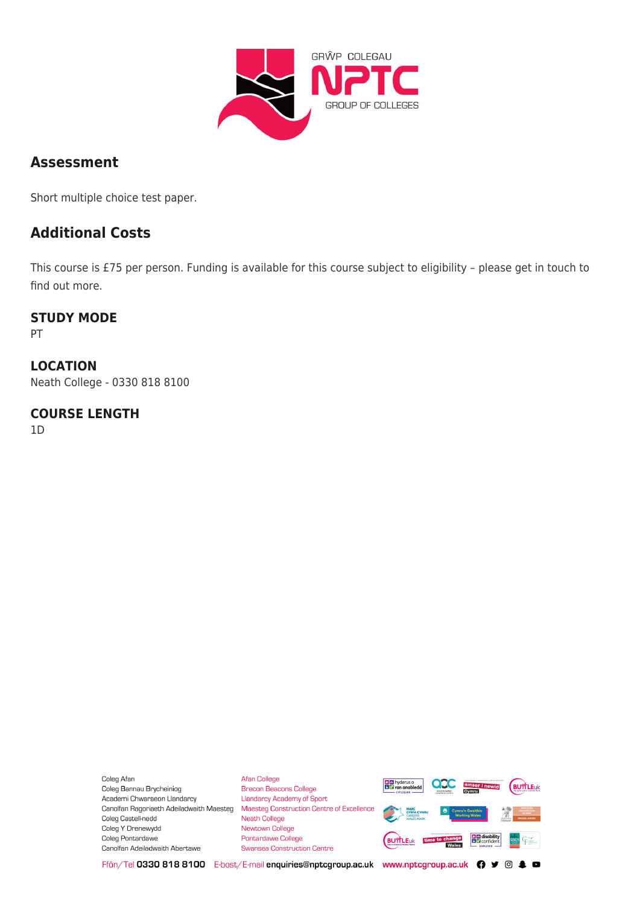## Assessment

Short multiple choice test paper.

## Additional Costs

This course is £75 per person. Funding is available for this course subject to eligibility – please get in touch to find out more.

**STUDY MODE**

PT

**LOCATION**

Neath College - 0330 818 8100

**COURSE LENGTH**

1D